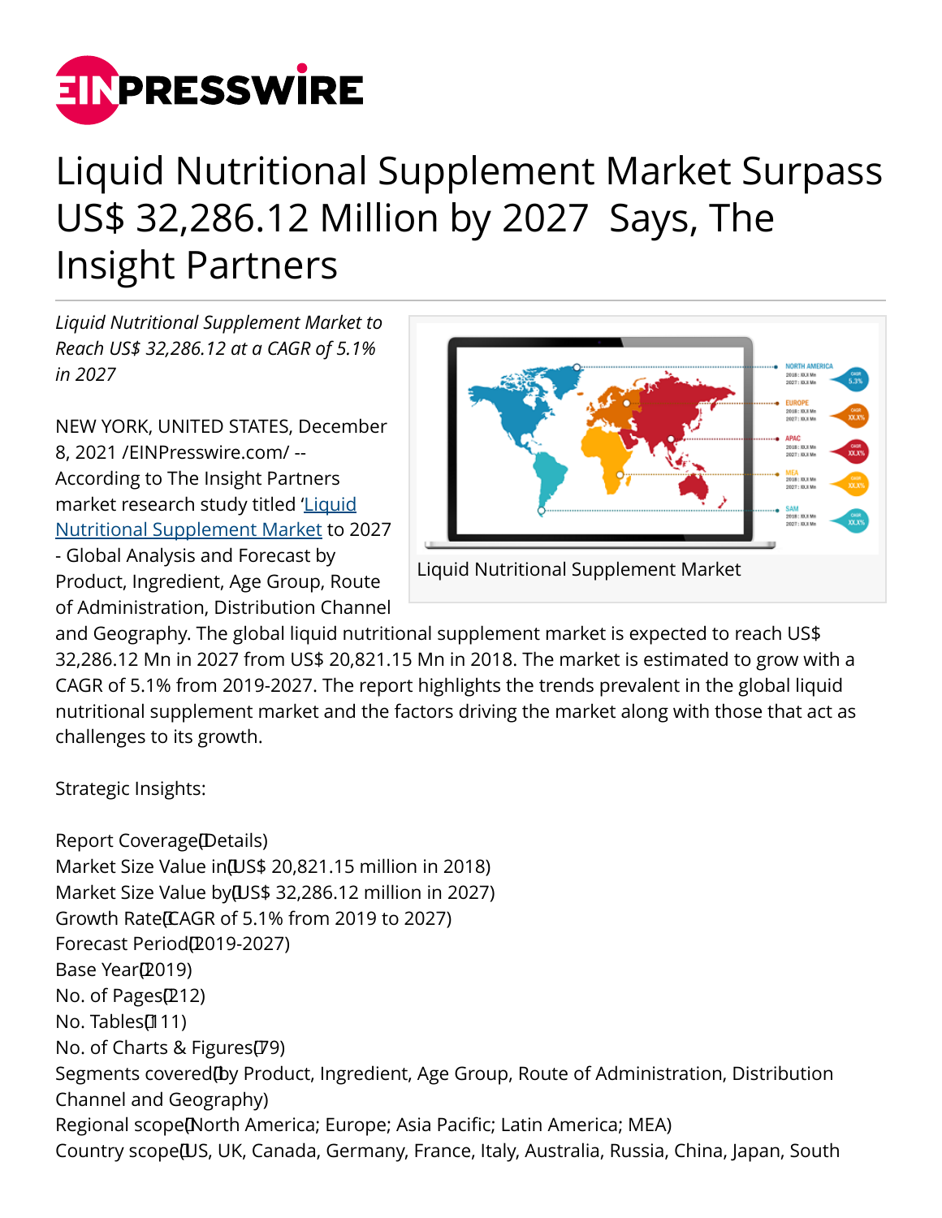# Liquid Nutritional Supplement Market Surpass US$ 32,286.12 Million by 2027 Says, The Insight Partners

*Liquid Nutritional Supplement Market to Reach US$ 32,286.12 at a CAGR of 5.1% in 2027*

Liquid Nutritional Supplement Market

NEW YORK, UNITED STATES, December 8, 2021 /EINPresswire.com/ -- According to The Insight Partners market research study titled '[Liquid Nutritional Supplement Market](#) to 2027 - Global Analysis and Forecast by Product, Ingredient, Age Group, Route of Administration, Distribution Channel and Geography. The global liquid nutritional supplement market is expected to reach US$ 32,286.12 Mn in 2027 from US$ 20,821.15 Mn in 2018. The market is estimated to grow with a CAGR of 5.1% from 2019-2027. The report highlights the trends prevalent in the global liquid nutritional supplement market and the factors driving the market along with those that act as challenges to its growth.

Strategic Insights:

Report Coverage(Details)
Market Size Value in(US$ 20,821.15 million in 2018)
Market Size Value by(US$ 32,286.12 million in 2027)
Growth Rate(CAGR of 5.1% from 2019 to 2027)
Forecast Period(2019-2027)
Base Year(2019)
No. of Pages(212)
No. Tables(111)
No. of Charts & Figures(79)
Segments covered(by Product, Ingredient, Age Group, Route of Administration, Distribution Channel and Geography)
Regional scope(North America; Europe; Asia Pacific; Latin America; MEA)
Country scope(US, UK, Canada, Germany, France, Italy, Australia, Russia, China, Japan, South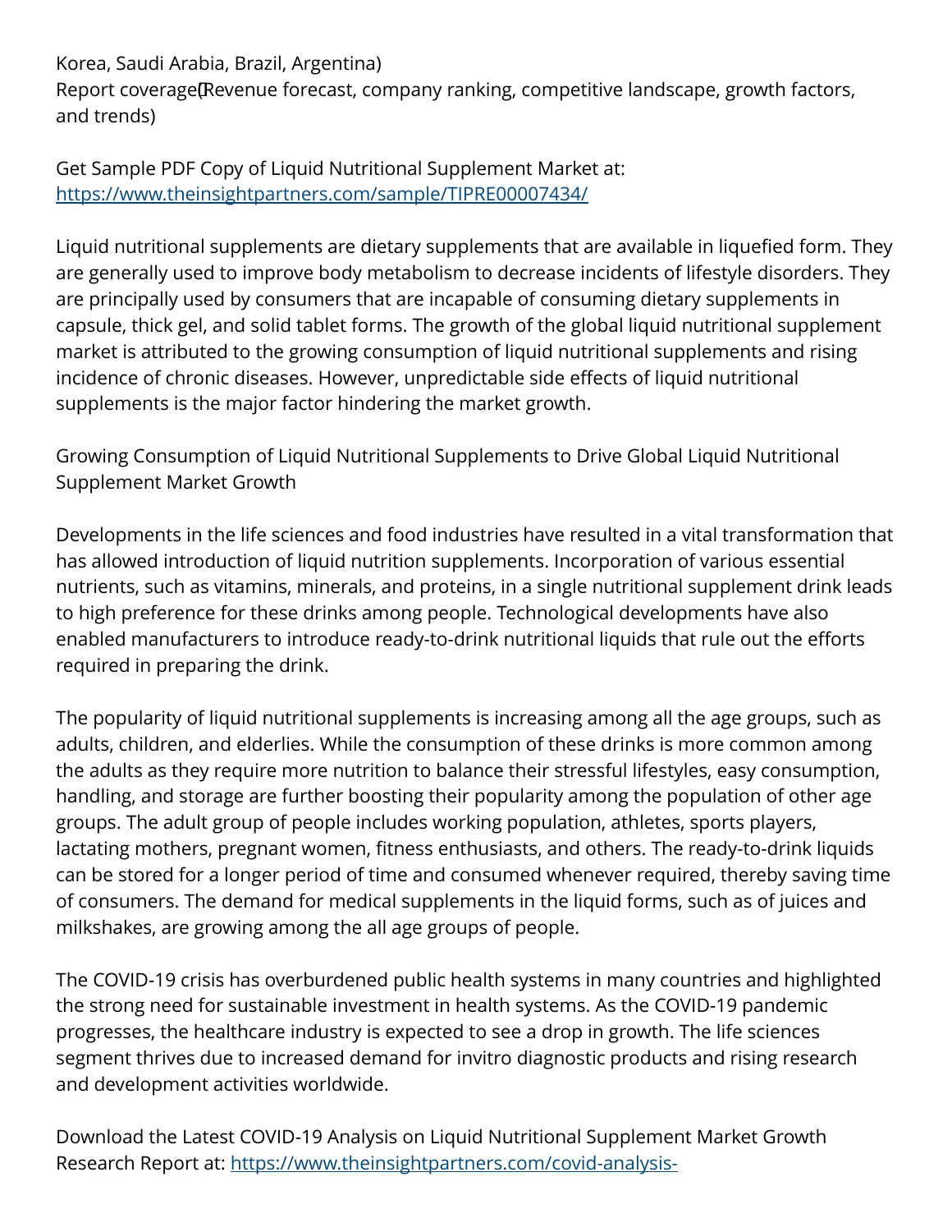Korea, Saudi Arabia, Brazil, Argentina)
Report coverage (Revenue forecast, company ranking, competitive landscape, growth factors, and trends)

Get Sample PDF Copy of Liquid Nutritional Supplement Market at:
https://www.theinsightpartners.com/sample/TIPRE00007434/

Liquid nutritional supplements are dietary supplements that are available in liquefied form. They are generally used to improve body metabolism to decrease incidents of lifestyle disorders. They are principally used by consumers that are incapable of consuming dietary supplements in capsule, thick gel, and solid tablet forms. The growth of the global liquid nutritional supplement market is attributed to the growing consumption of liquid nutritional supplements and rising incidence of chronic diseases. However, unpredictable side effects of liquid nutritional supplements is the major factor hindering the market growth.

Growing Consumption of Liquid Nutritional Supplements to Drive Global Liquid Nutritional Supplement Market Growth

Developments in the life sciences and food industries have resulted in a vital transformation that has allowed introduction of liquid nutrition supplements. Incorporation of various essential nutrients, such as vitamins, minerals, and proteins, in a single nutritional supplement drink leads to high preference for these drinks among people. Technological developments have also enabled manufacturers to introduce ready-to-drink nutritional liquids that rule out the efforts required in preparing the drink.

The popularity of liquid nutritional supplements is increasing among all the age groups, such as adults, children, and elderlies. While the consumption of these drinks is more common among the adults as they require more nutrition to balance their stressful lifestyles, easy consumption, handling, and storage are further boosting their popularity among the population of other age groups. The adult group of people includes working population, athletes, sports players, lactating mothers, pregnant women, fitness enthusiasts, and others. The ready-to-drink liquids can be stored for a longer period of time and consumed whenever required, thereby saving time of consumers. The demand for medical supplements in the liquid forms, such as of juices and milkshakes, are growing among the all age groups of people.

The COVID-19 crisis has overburdened public health systems in many countries and highlighted the strong need for sustainable investment in health systems. As the COVID-19 pandemic progresses, the healthcare industry is expected to see a drop in growth. The life sciences segment thrives due to increased demand for invitro diagnostic products and rising research and development activities worldwide.

Download the Latest COVID-19 Analysis on Liquid Nutritional Supplement Market Growth Research Report at: https://www.theinsightpartners.com/covid-analysis-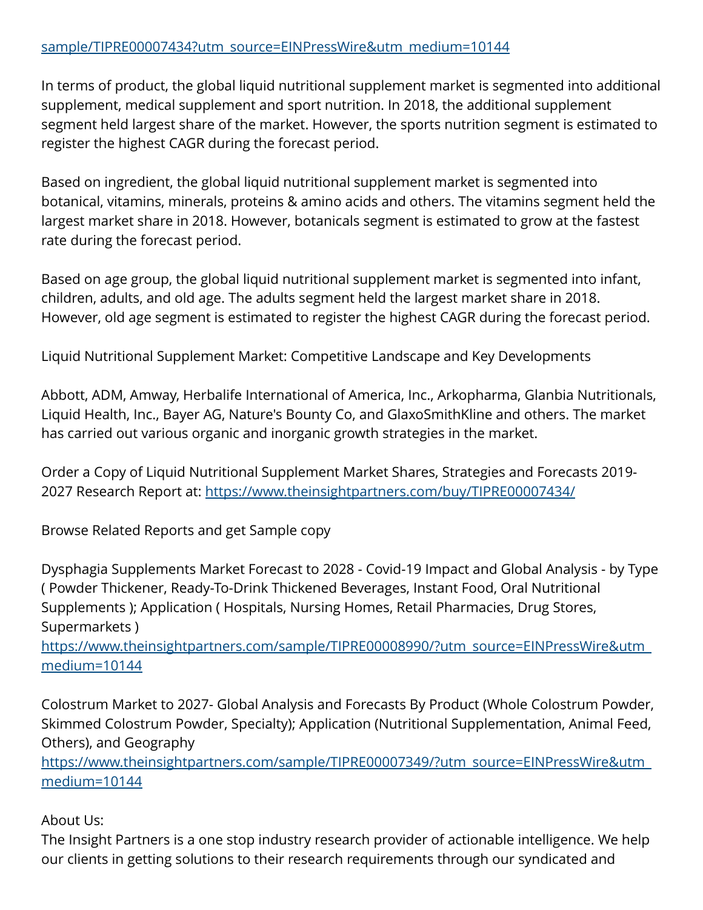[sample/TIPRE00007434?utm_source=EINPressWire&utm_medium=10144](sample/TIPRE00007434?utm_source=EINPressWire&utm_medium=10144)

In terms of product, the global liquid nutritional supplement market is segmented into additional supplement, medical supplement and sport nutrition. In 2018, the additional supplement segment held largest share of the market. However, the sports nutrition segment is estimated to register the highest CAGR during the forecast period.

Based on ingredient, the global liquid nutritional supplement market is segmented into botanical, vitamins, minerals, proteins & amino acids and others. The vitamins segment held the largest market share in 2018. However, botanicals segment is estimated to grow at the fastest rate during the forecast period.

Based on age group, the global liquid nutritional supplement market is segmented into infant, children, adults, and old age. The adults segment held the largest market share in 2018. However, old age segment is estimated to register the highest CAGR during the forecast period.

Liquid Nutritional Supplement Market: Competitive Landscape and Key Developments

Abbott, ADM, Amway, Herbalife International of America, Inc., Arkopharma, Glanbia Nutritionals, Liquid Health, Inc., Bayer AG, Nature's Bounty Co, and GlaxoSmithKline and others. The market has carried out various organic and inorganic growth strategies in the market.

Order a Copy of Liquid Nutritional Supplement Market Shares, Strategies and Forecasts 2019-2027 Research Report at: [https://www.theinsightpartners.com/buy/TIPRE00007434/](https://www.theinsightpartners.com/buy/TIPRE00007434/)

Browse Related Reports and get Sample copy

Dysphagia Supplements Market Forecast to 2028 - Covid-19 Impact and Global Analysis - by Type ( Powder Thickener, Ready-To-Drink Thickened Beverages, Instant Food, Oral Nutritional Supplements ); Application ( Hospitals, Nursing Homes, Retail Pharmacies, Drug Stores, Supermarkets )
[https://www.theinsightpartners.com/sample/TIPRE00008990/?utm_source=EINPressWire&utm_medium=10144](https://www.theinsightpartners.com/sample/TIPRE00008990/?utm_source=EINPressWire&utm_medium=10144)

Colostrum Market to 2027- Global Analysis and Forecasts By Product (Whole Colostrum Powder, Skimmed Colostrum Powder, Specialty); Application (Nutritional Supplementation, Animal Feed, Others), and Geography
[https://www.theinsightpartners.com/sample/TIPRE00007349/?utm_source=EINPressWire&utm_medium=10144](https://www.theinsightpartners.com/sample/TIPRE00007349/?utm_source=EINPressWire&utm_medium=10144)

About Us:
The Insight Partners is a one stop industry research provider of actionable intelligence. We help our clients in getting solutions to their research requirements through our syndicated and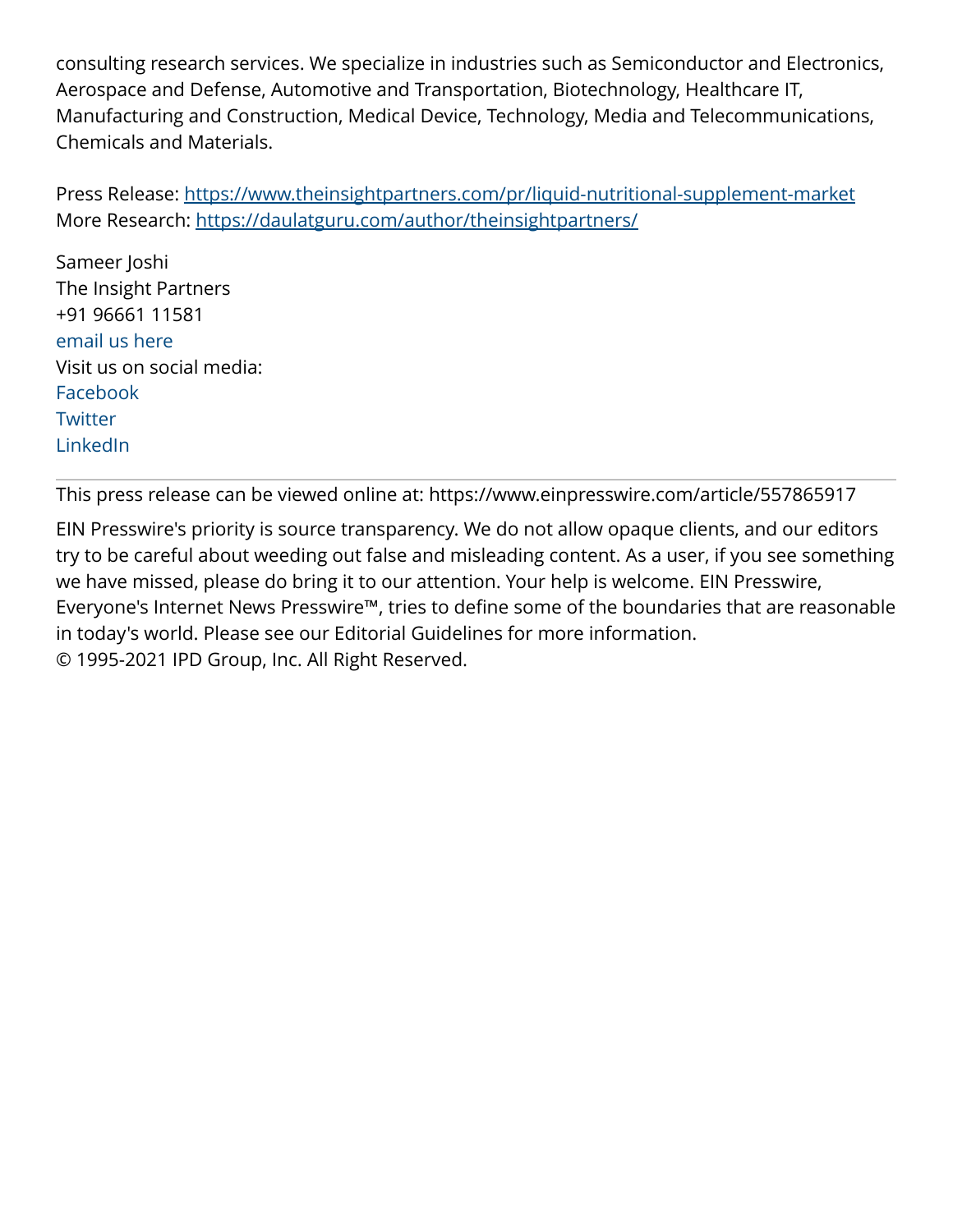consulting research services. We specialize in industries such as Semiconductor and Electronics, Aerospace and Defense, Automotive and Transportation, Biotechnology, Healthcare IT, Manufacturing and Construction, Medical Device, Technology, Media and Telecommunications, Chemicals and Materials.

Press Release: https://www.theinsightpartners.com/pr/liquid-nutritional-supplement-market
More Research: https://daulatguru.com/author/theinsightpartners/

Sameer Joshi
The Insight Partners
+91 96661 11581
email us here
Visit us on social media:
Facebook
Twitter
LinkedIn

---

This press release can be viewed online at: https://www.einpresswire.com/article/557865917

EIN Presswire's priority is source transparency. We do not allow opaque clients, and our editors try to be careful about weeding out false and misleading content. As a user, if you see something we have missed, please do bring it to our attention. Your help is welcome. EIN Presswire, Everyone's Internet News Presswire™, tries to define some of the boundaries that are reasonable in today's world. Please see our Editorial Guidelines for more information.
© 1995-2021 IPD Group, Inc. All Right Reserved.